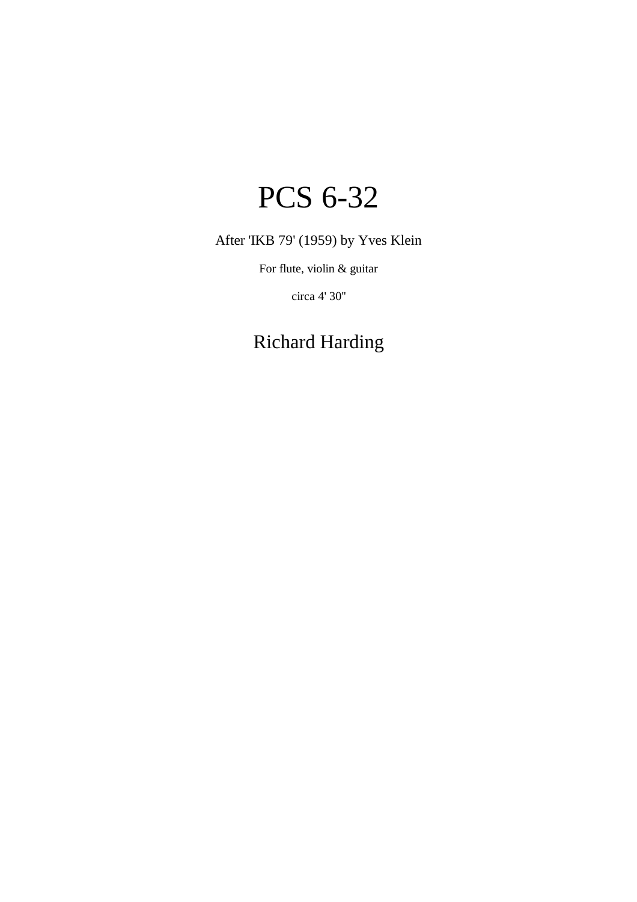# PCS 6-32

After 'IKB 79' (1959) by Yves Klein

For flute, violin & guitar

circa 4' 30"

## Richard Harding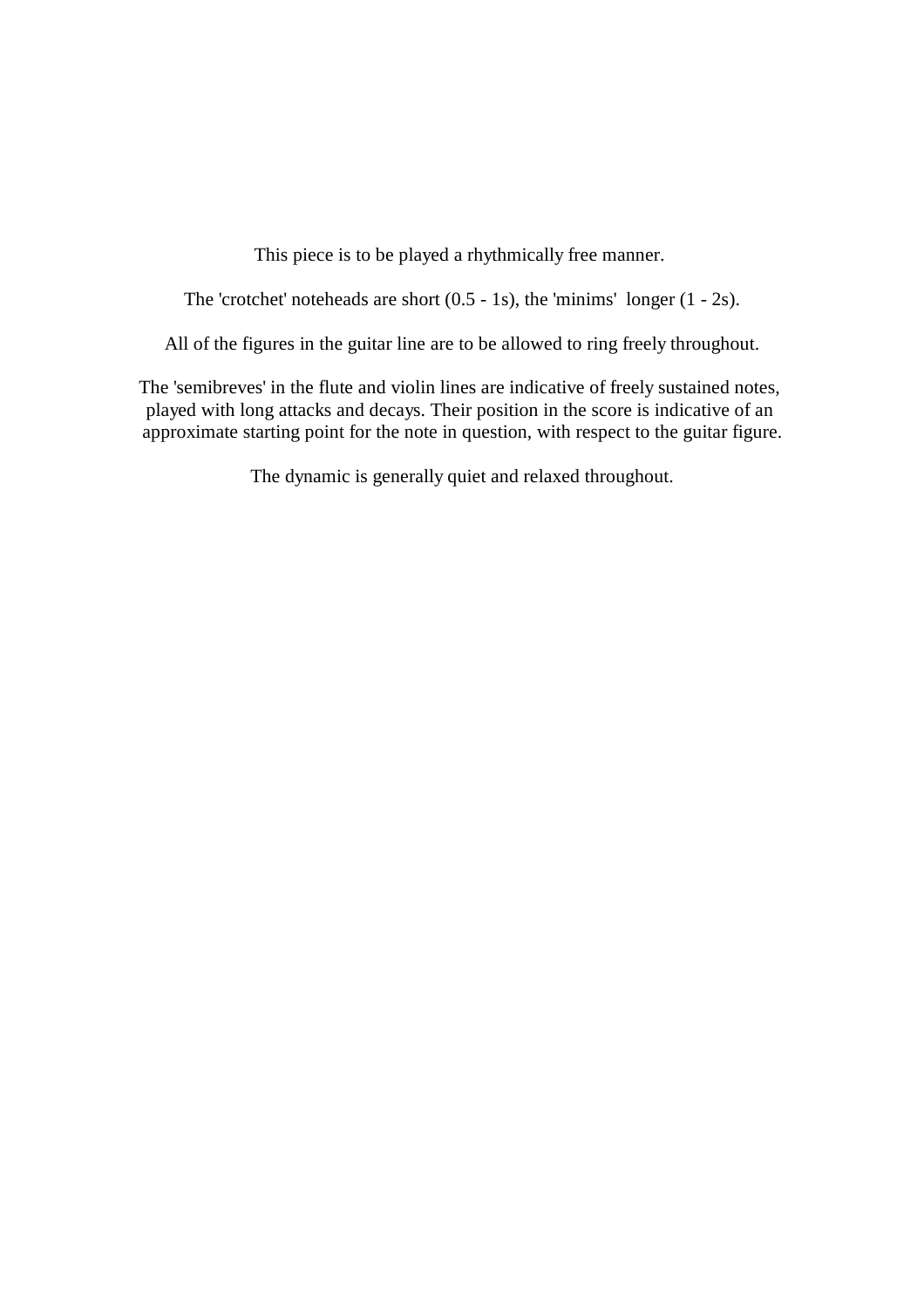This piece is to be played a rhythmically free manner.

The 'crotchet' noteheads are short (0.5 - 1s), the 'minims' longer (1 - 2s).

All of the figures in the guitar line are to be allowed to ring freely throughout.

The 'semibreves' in the flute and violin lines are indicative of freely sustained notes, played with long attacks and decays. Their position in the score is indicative of an approximate starting point for the note in question, with respect to the guitar figure.

The dynamic is generally quiet and relaxed throughout.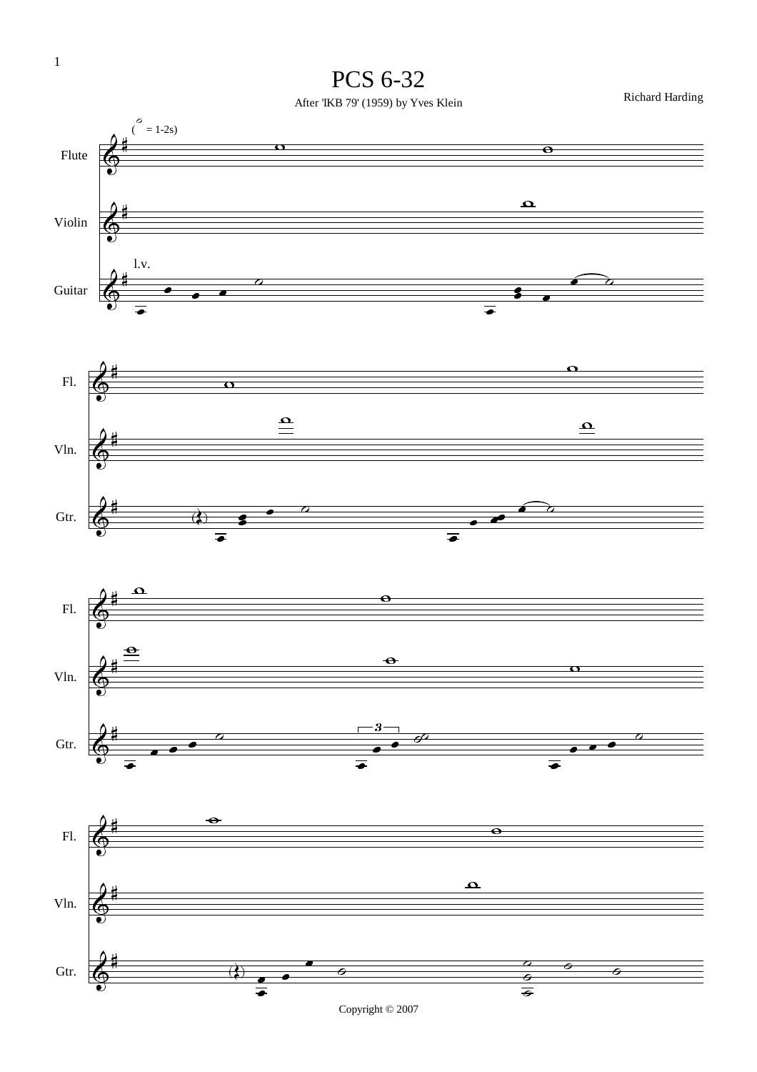# PCS 6-32

After 'IKB 79' (1959) by Yves Klein

Richard Harding

( 𝅗𝅥 = 1-2s)

Flute

Violin

l.v.

Guitar

Fl.

Vln.

Gtr.

Fl.

Vln.

Gtr.

Fl.

Vln.

Gtr.

Copyright © 2007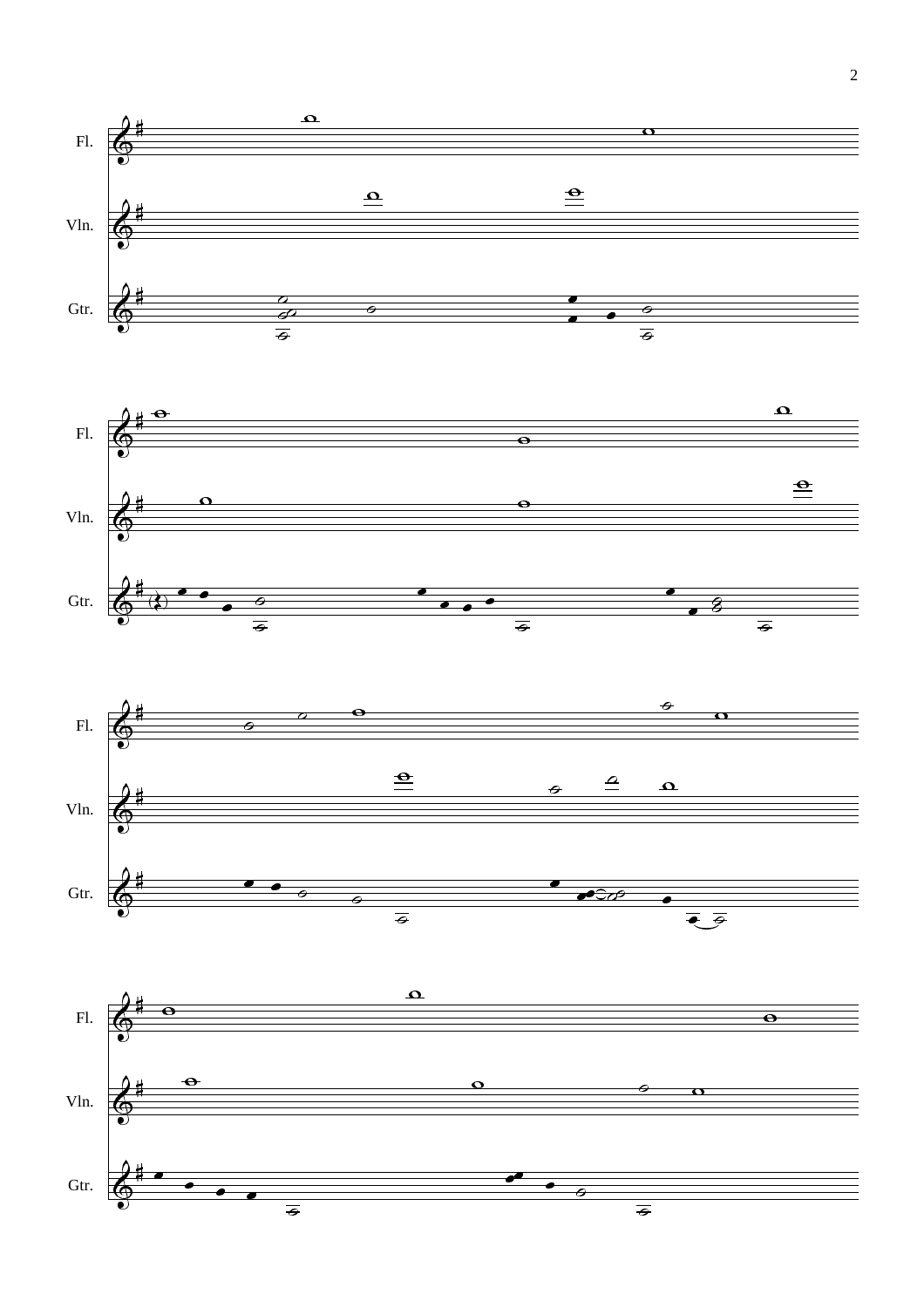Fl.

Vln.

Gtr.

Fl.

Vln.

Gtr.

Fl.

Vln.

Gtr.

Fl.

Vln.

Gtr.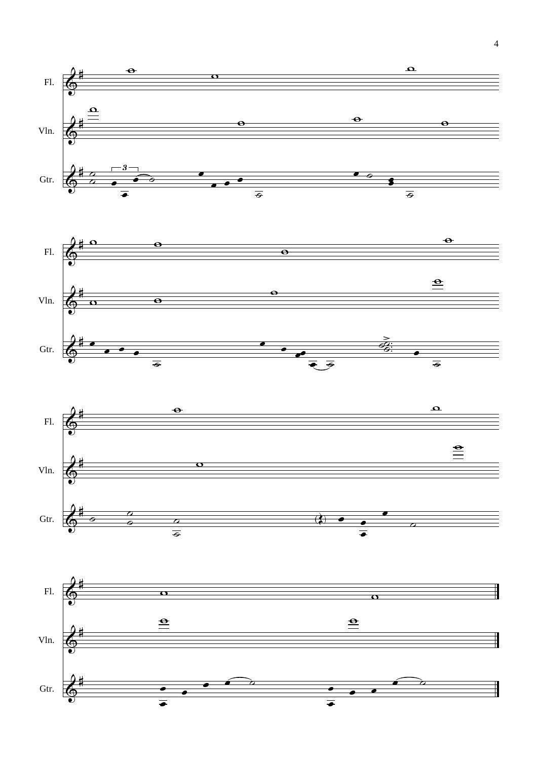Fl.

Vln.

Gtr.

Fl.

Vln.

Gtr.

Fl.

Vln.

Gtr.

Fl.

Vln.

Gtr.